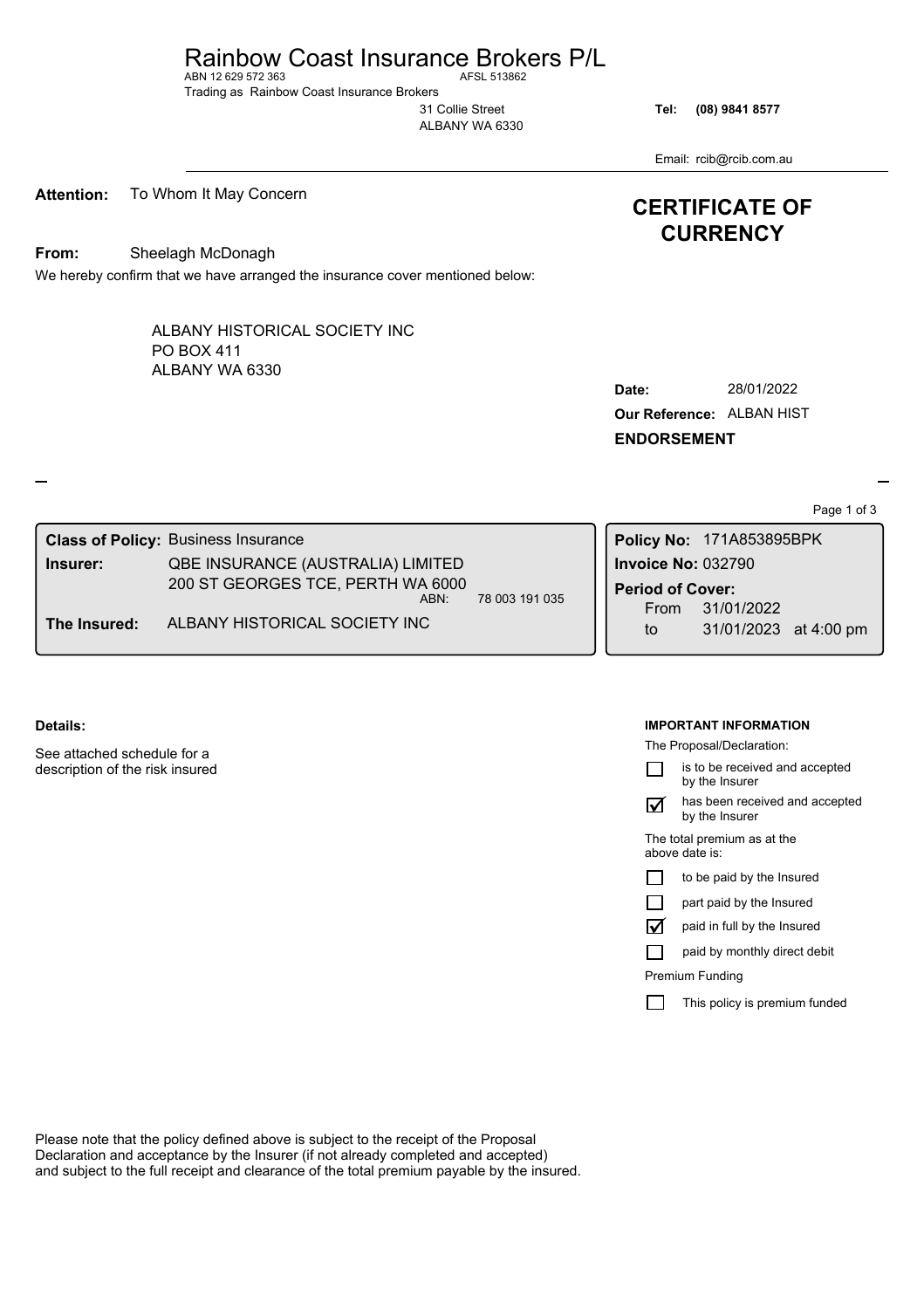# Rainbow Coast Insurance Brokers P/L

ABN 12 629 572 363 AFSL 513862

Trading as Rainbow Coast Insurance Brokers

31 Collie Street
ALBANY WA 6330

**Tel:** **(08) 9841 8577**

Email: rcib@rcib.com.au

**Attention:** To Whom It May Concern

## CERTIFICATE OF CURRENCY

**From:** Sheelagh McDonagh

We hereby confirm that we have arranged the insurance cover mentioned below:

ALBANY HISTORICAL SOCIETY INC
PO BOX 411
ALBANY WA 6330

**Date:** 28/01/2022
**Our Reference:** ALBAN HIST
**ENDORSEMENT**

**Class of Policy:** Business Insurance
**Insurer:** QBE INSURANCE (AUSTRALIA) LIMITED
200 ST GEORGES TCE, PERTH WA 6000
ABN: 78 003 191 035
**The Insured:** ALBANY HISTORICAL SOCIETY INC

**Policy No:** 171A853895BPK
**Invoice No:** 032790
**Period of Cover:**
From 31/01/2022
to 31/01/2023 at 4:00 pm

**Details:**

See attached schedule for a description of the risk insured

**IMPORTANT INFORMATION**

The Proposal/Declaration:

- ☐ is to be received and accepted by the Insurer
- ☑ has been received and accepted by the Insurer

The total premium as at the above date is:

- ☐ to be paid by the Insured
- ☐ part paid by the Insured
- ☑ paid in full by the Insured
- ☐ paid by monthly direct debit

Premium Funding

- ☐ This policy is premium funded

Please note that the policy defined above is subject to the receipt of the Proposal Declaration and acceptance by the Insurer (if not already completed and accepted) and subject to the full receipt and clearance of the total premium payable by the insured.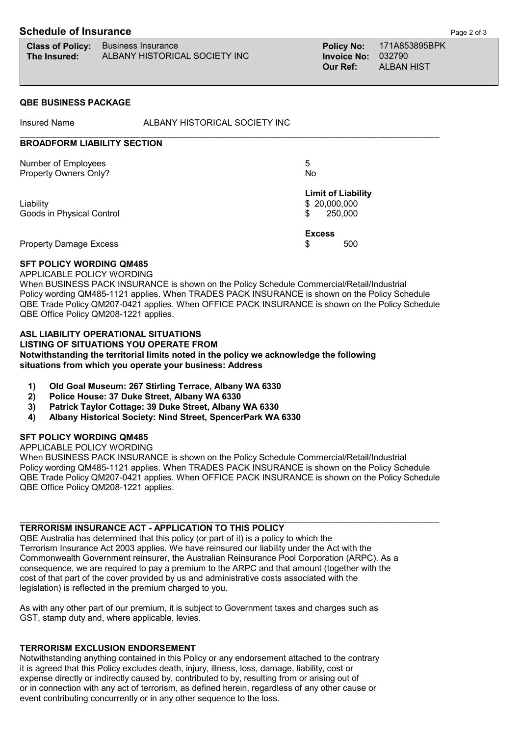# Schedule of Insurance

| | | | |
|---|---|---|---|
| **Class of Policy:** | Business Insurance | **Policy No:** | 171A853895BPK |
| **The Insured:** | ALBANY HISTORICAL SOCIETY INC | **Invoice No:** | 032790 |
| | | **Our Ref:** | ALBAN HIST |

**QBE BUSINESS PACKAGE**

Insured Name ALBANY HISTORICAL SOCIETY INC

**BROADFORM LIABILITY SECTION**

| | |
|---|---|
| Number of Employees | 5 |
| Property Owners Only? | No |
| | **Limit of Liability** |
| Liability | $ 20,000,000 |
| Goods in Physical Control | $ 250,000 |
| | **Excess** |
| Property Damage Excess | $ 500 |

**SFT POLICY WORDING QM485**

APPLICABLE POLICY WORDING

When BUSINESS PACK INSURANCE is shown on the Policy Schedule Commercial/Retail/Industrial Policy wording QM485-1121 applies. When TRADES PACK INSURANCE is shown on the Policy Schedule QBE Trade Policy QM207-0421 applies. When OFFICE PACK INSURANCE is shown on the Policy Schedule QBE Office Policy QM208-1221 applies.

**ASL LIABILITY OPERATIONAL SITUATIONS**
**LISTING OF SITUATIONS YOU OPERATE FROM**
**Notwithstanding the territorial limits noted in the policy we acknowledge the following situations from which you operate your business: Address**

1) **Old Goal Museum: 267 Stirling Terrace, Albany WA 6330**
2) **Police House: 37 Duke Street, Albany WA 6330**
3) **Patrick Taylor Cottage: 39 Duke Street, Albany WA 6330**
4) **Albany Historical Society: Nind Street, SpencerPark WA 6330**

**SFT POLICY WORDING QM485**

APPLICABLE POLICY WORDING

When BUSINESS PACK INSURANCE is shown on the Policy Schedule Commercial/Retail/Industrial Policy wording QM485-1121 applies. When TRADES PACK INSURANCE is shown on the Policy Schedule QBE Trade Policy QM207-0421 applies. When OFFICE PACK INSURANCE is shown on the Policy Schedule QBE Office Policy QM208-1221 applies.

**TERRORISM INSURANCE ACT - APPLICATION TO THIS POLICY**

QBE Australia has determined that this policy (or part of it) is a policy to which the Terrorism Insurance Act 2003 applies. We have reinsured our liability under the Act with the Commonwealth Government reinsurer, the Australian Reinsurance Pool Corporation (ARPC). As a consequence, we are required to pay a premium to the ARPC and that amount (together with the cost of that part of the cover provided by us and administrative costs associated with the legislation) is reflected in the premium charged to you.

As with any other part of our premium, it is subject to Government taxes and charges such as GST, stamp duty and, where applicable, levies.

**TERRORISM EXCLUSION ENDORSEMENT**

Notwithstanding anything contained in this Policy or any endorsement attached to the contrary it is agreed that this Policy excludes death, injury, illness, loss, damage, liability, cost or expense directly or indirectly caused by, contributed to by, resulting from or arising out of or in connection with any act of terrorism, as defined herein, regardless of any other cause or event contributing concurrently or in any other sequence to the loss.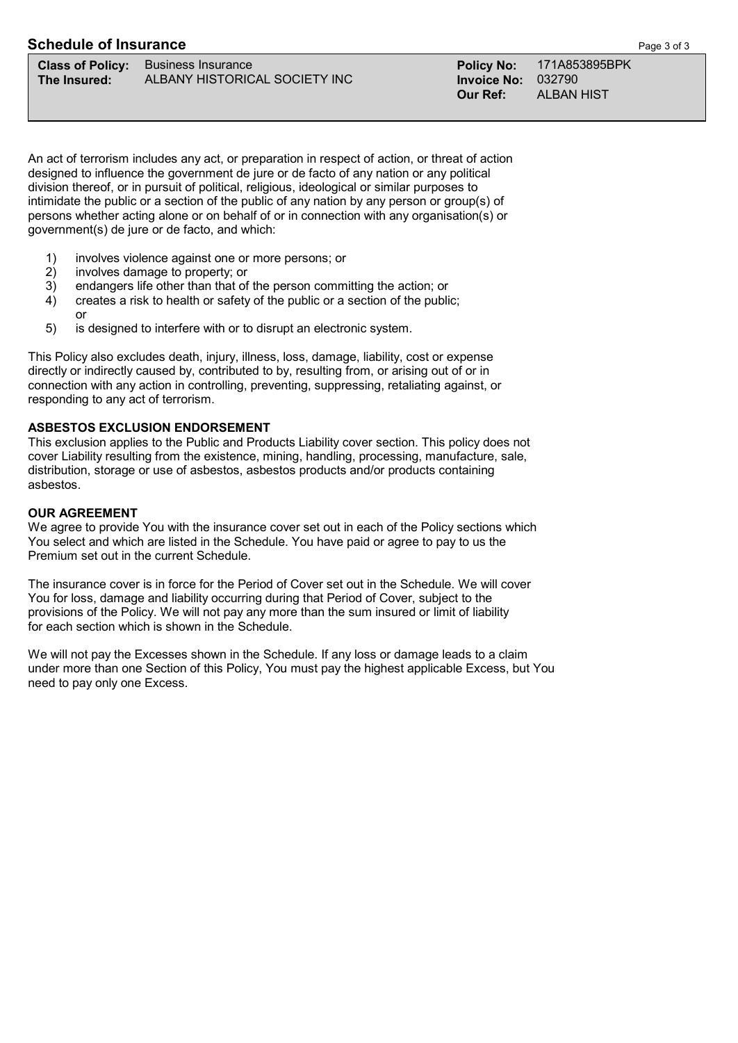## Schedule of Insurance

| | | | |
|---|---|---|---|
| **Class of Policy:** | Business Insurance | **Policy No:** | 171A853895BPK |
| **The Insured:** | ALBANY HISTORICAL SOCIETY INC | **Invoice No:** | 032790 |
| | | **Our Ref:** | ALBAN HIST |

An act of terrorism includes any act, or preparation in respect of action, or threat of action designed to influence the government de jure or de facto of any nation or any political division thereof, or in pursuit of political, religious, ideological or similar purposes to intimidate the public or a section of the public of any nation by any person or group(s) of persons whether acting alone or on behalf of or in connection with any organisation(s) or government(s) de jure or de facto, and which:

1) involves violence against one or more persons; or
2) involves damage to property; or
3) endangers life other than that of the person committing the action; or
4) creates a risk to health or safety of the public or a section of the public; or
5) is designed to interfere with or to disrupt an electronic system.

This Policy also excludes death, injury, illness, loss, damage, liability, cost or expense directly or indirectly caused by, contributed to by, resulting from, or arising out of or in connection with any action in controlling, preventing, suppressing, retaliating against, or responding to any act of terrorism.

**ASBESTOS EXCLUSION ENDORSEMENT**

This exclusion applies to the Public and Products Liability cover section. This policy does not cover Liability resulting from the existence, mining, handling, processing, manufacture, sale, distribution, storage or use of asbestos, asbestos products and/or products containing asbestos.

**OUR AGREEMENT**

We agree to provide You with the insurance cover set out in each of the Policy sections which You select and which are listed in the Schedule. You have paid or agree to pay to us the Premium set out in the current Schedule.

The insurance cover is in force for the Period of Cover set out in the Schedule. We will cover You for loss, damage and liability occurring during that Period of Cover, subject to the provisions of the Policy. We will not pay any more than the sum insured or limit of liability for each section which is shown in the Schedule.

We will not pay the Excesses shown in the Schedule. If any loss or damage leads to a claim under more than one Section of this Policy, You must pay the highest applicable Excess, but You need to pay only one Excess.